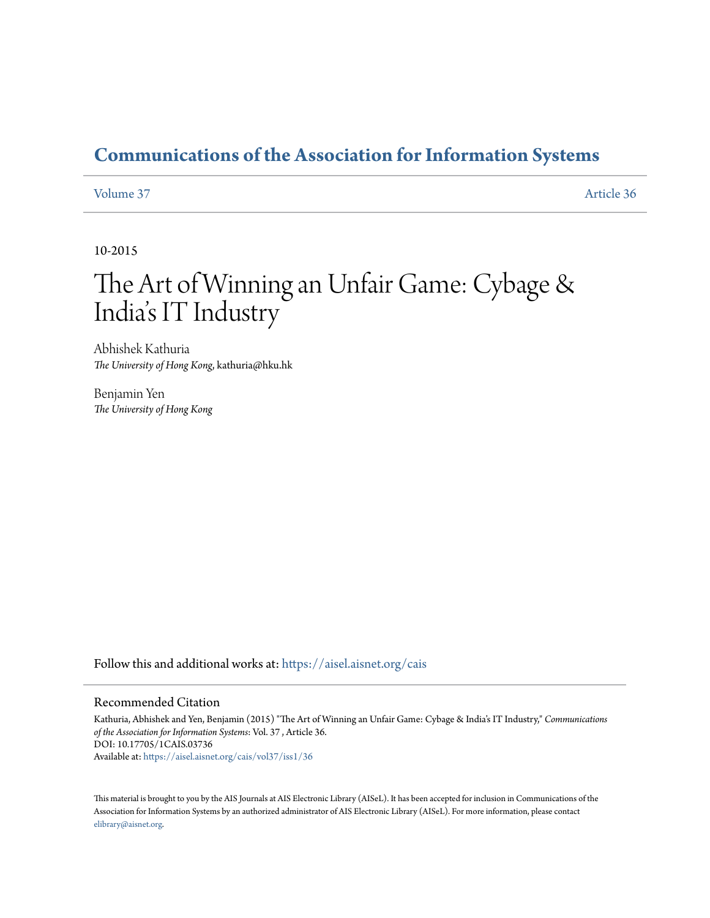# Communications of the Association for Information Systems

Volume 37 — Article 36

10-2015

# The Art of Winning an Unfair Game: Cybage & India's IT Industry

Abhishek Kathuria
*The University of Hong Kong*, kathuria@hku.hk

Benjamin Yen
*The University of Hong Kong*

Follow this and additional works at: https://aisel.aisnet.org/cais

## Recommended Citation

Kathuria, Abhishek and Yen, Benjamin (2015) "The Art of Winning an Unfair Game: Cybage & India's IT Industry," *Communications of the Association for Information Systems*: Vol. 37 , Article 36.
DOI: 10.17705/1CAIS.03736
Available at: https://aisel.aisnet.org/cais/vol37/iss1/36

This material is brought to you by the AIS Journals at AIS Electronic Library (AISeL). It has been accepted for inclusion in Communications of the Association for Information Systems by an authorized administrator of AIS Electronic Library (AISeL). For more information, please contact elibrary@aisnet.org.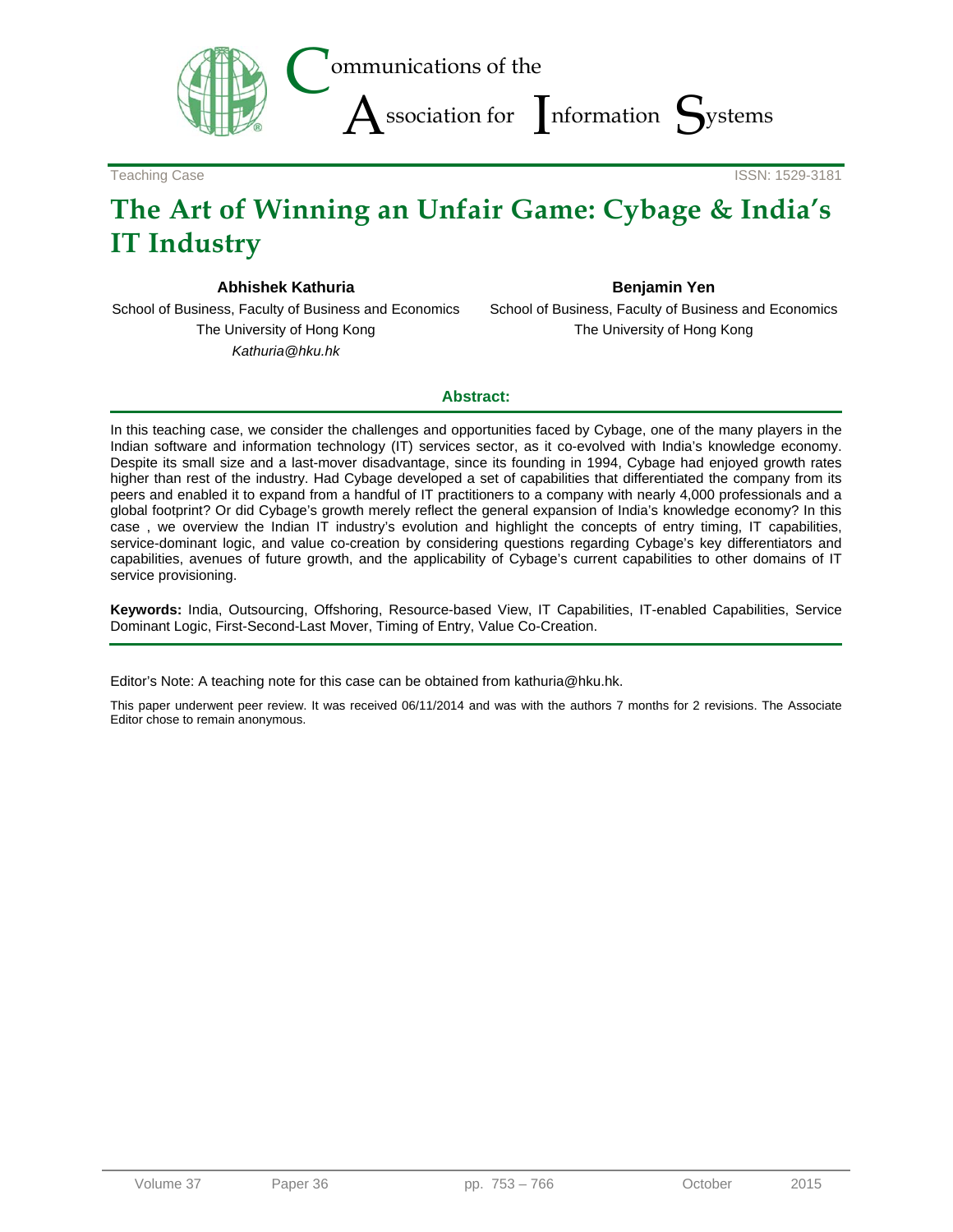Teaching Case

ISSN: 1529-3181

# The Art of Winning an Unfair Game: Cybage & India's IT Industry

**Abhishek Kathuria**
School of Business, Faculty of Business and Economics
The University of Hong Kong
*Kathuria@hku.hk*

**Benjamin Yen**
School of Business, Faculty of Business and Economics
The University of Hong Kong

## Abstract:

In this teaching case, we consider the challenges and opportunities faced by Cybage, one of the many players in the Indian software and information technology (IT) services sector, as it co-evolved with India's knowledge economy. Despite its small size and a last-mover disadvantage, since its founding in 1994, Cybage had enjoyed growth rates higher than rest of the industry. Had Cybage developed a set of capabilities that differentiated the company from its peers and enabled it to expand from a handful of IT practitioners to a company with nearly 4,000 professionals and a global footprint? Or did Cybage's growth merely reflect the general expansion of India's knowledge economy? In this case , we overview the Indian IT industry's evolution and highlight the concepts of entry timing, IT capabilities, service-dominant logic, and value co-creation by considering questions regarding Cybage's key differentiators and capabilities, avenues of future growth, and the applicability of Cybage's current capabilities to other domains of IT service provisioning.

**Keywords:** India, Outsourcing, Offshoring, Resource-based View, IT Capabilities, IT-enabled Capabilities, Service Dominant Logic, First-Second-Last Mover, Timing of Entry, Value Co-Creation.

Editor's Note: A teaching note for this case can be obtained from kathuria@hku.hk.

This paper underwent peer review. It was received 06/11/2014 and was with the authors 7 months for 2 revisions. The Associate Editor chose to remain anonymous.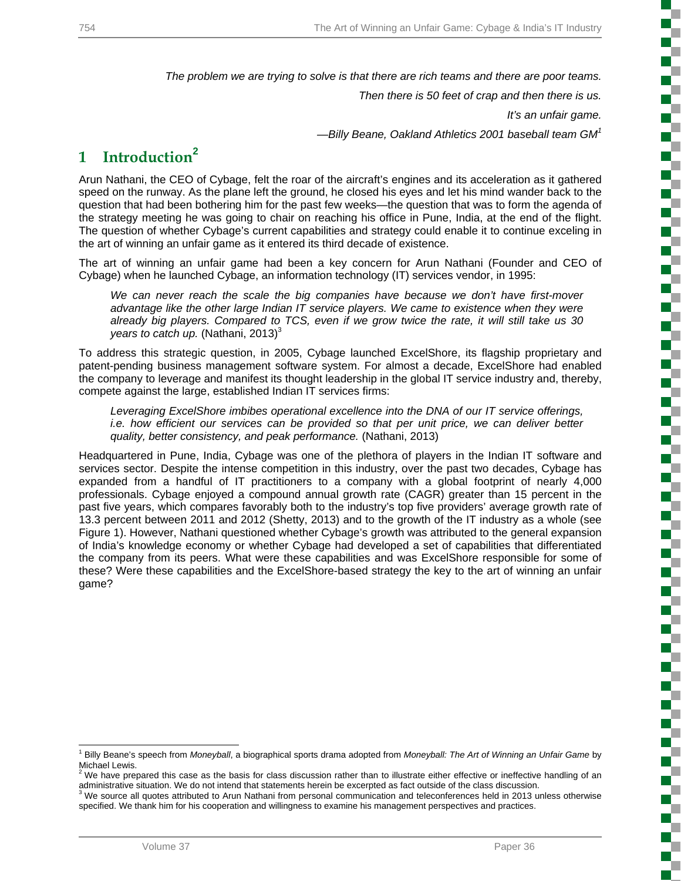*The problem we are trying to solve is that there are rich teams and there are poor teams.*

*Then there is 50 feet of crap and then there is us.*

*It's an unfair game.*

—*Billy Beane, Oakland Athletics 2001 baseball team GM*[1]

# 1 Introduction[2]

Arun Nathani, the CEO of Cybage, felt the roar of the aircraft's engines and its acceleration as it gathered speed on the runway. As the plane left the ground, he closed his eyes and let his mind wander back to the question that had been bothering him for the past few weeks—the question that was to form the agenda of the strategy meeting he was going to chair on reaching his office in Pune, India, at the end of the flight. The question of whether Cybage's current capabilities and strategy could enable it to continue exceling in the art of winning an unfair game as it entered its third decade of existence.

The art of winning an unfair game had been a key concern for Arun Nathani (Founder and CEO of Cybage) when he launched Cybage, an information technology (IT) services vendor, in 1995:

> *We can never reach the scale the big companies have because we don't have first-mover advantage like the other large Indian IT service players. We came to existence when they were already big players. Compared to TCS, even if we grow twice the rate, it will still take us 30 years to catch up.* (Nathani, 2013)[3]

To address this strategic question, in 2005, Cybage launched ExcelShore, its flagship proprietary and patent-pending business management software system. For almost a decade, ExcelShore had enabled the company to leverage and manifest its thought leadership in the global IT service industry and, thereby, compete against the large, established Indian IT services firms:

> *Leveraging ExcelShore imbibes operational excellence into the DNA of our IT service offerings, i.e. how efficient our services can be provided so that per unit price, we can deliver better quality, better consistency, and peak performance.* (Nathani, 2013)

Headquartered in Pune, India, Cybage was one of the plethora of players in the Indian IT software and services sector. Despite the intense competition in this industry, over the past two decades, Cybage has expanded from a handful of IT practitioners to a company with a global footprint of nearly 4,000 professionals. Cybage enjoyed a compound annual growth rate (CAGR) greater than 15 percent in the past five years, which compares favorably both to the industry's top five providers' average growth rate of 13.3 percent between 2011 and 2012 (Shetty, 2013) and to the growth of the IT industry as a whole (see Figure 1). However, Nathani questioned whether Cybage's growth was attributed to the general expansion of India's knowledge economy or whether Cybage had developed a set of capabilities that differentiated the company from its peers. What were these capabilities and was ExcelShore responsible for some of these? Were these capabilities and the ExcelShore-based strategy the key to the art of winning an unfair game?

---

[1] Billy Beane's speech from *Moneyball*, a biographical sports drama adopted from *Moneyball: The Art of Winning an Unfair Game* by Michael Lewis.

[2] We have prepared this case as the basis for class discussion rather than to illustrate either effective or ineffective handling of an administrative situation. We do not intend that statements herein be excerpted as fact outside of the class discussion.

[3] We source all quotes attributed to Arun Nathani from personal communication and teleconferences held in 2013 unless otherwise specified. We thank him for his cooperation and willingness to examine his management perspectives and practices.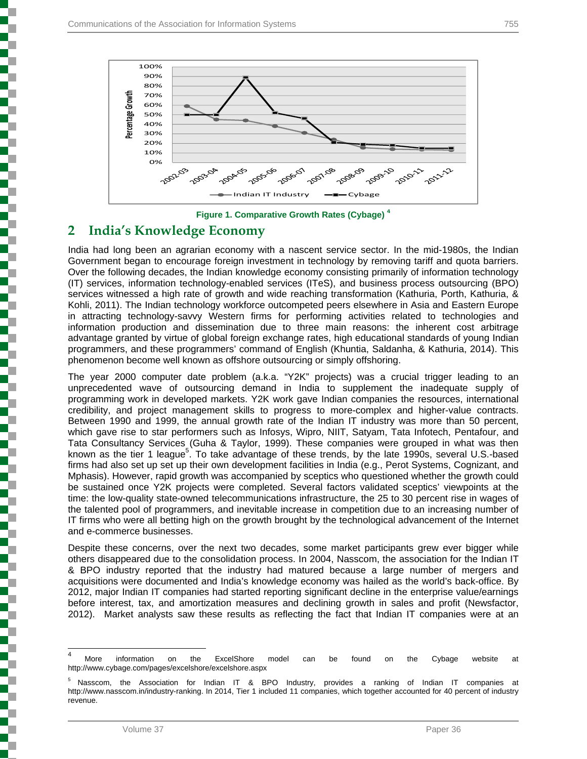Figure 1. Comparative Growth Rates (Cybage) [4]

## 2 India's Knowledge Economy

India had long been an agrarian economy with a nascent service sector. In the mid-1980s, the Indian Government began to encourage foreign investment in technology by removing tariff and quota barriers. Over the following decades, the Indian knowledge economy consisting primarily of information technology (IT) services, information technology-enabled services (ITeS), and business process outsourcing (BPO) services witnessed a high rate of growth and wide reaching transformation (Kathuria, Porth, Kathuria, & Kohli, 2011). The Indian technology workforce outcompeted peers elsewhere in Asia and Eastern Europe in attracting technology-savvy Western firms for performing activities related to technologies and information production and dissemination due to three main reasons: the inherent cost arbitrage advantage granted by virtue of global foreign exchange rates, high educational standards of young Indian programmers, and these programmers' command of English (Khuntia, Saldanha, & Kathuria, 2014). This phenomenon become well known as offshore outsourcing or simply offshoring.

The year 2000 computer date problem (a.k.a. "Y2K" projects) was a crucial trigger leading to an unprecedented wave of outsourcing demand in India to supplement the inadequate supply of programming work in developed markets. Y2K work gave Indian companies the resources, international credibility, and project management skills to progress to more-complex and higher-value contracts. Between 1990 and 1999, the annual growth rate of the Indian IT industry was more than 50 percent, which gave rise to star performers such as Infosys, Wipro, NIIT, Satyam, Tata Infotech, Pentafour, and Tata Consultancy Services (Guha & Taylor, 1999). These companies were grouped in what was then known as the tier 1 league[5]. To take advantage of these trends, by the late 1990s, several U.S.-based firms had also set up set up their own development facilities in India (e.g., Perot Systems, Cognizant, and Mphasis). However, rapid growth was accompanied by sceptics who questioned whether the growth could be sustained once Y2K projects were completed. Several factors validated sceptics' viewpoints at the time: the low-quality state-owned telecommunications infrastructure, the 25 to 30 percent rise in wages of the talented pool of programmers, and inevitable increase in competition due to an increasing number of IT firms who were all betting high on the growth brought by the technological advancement of the Internet and e-commerce businesses.

Despite these concerns, over the next two decades, some market participants grew ever bigger while others disappeared due to the consolidation process. In 2004, Nasscom, the association for the Indian IT & BPO industry reported that the industry had matured because a large number of mergers and acquisitions were documented and India's knowledge economy was hailed as the world's back-office. By 2012, major Indian IT companies had started reporting significant decline in the enterprise value/earnings before interest, tax, and amortization measures and declining growth in sales and profit (Newsfactor, 2012). Market analysts saw these results as reflecting the fact that Indian IT companies were at an

---

[4] More information on the ExcelShore model can be found on the Cybage website at http://www.cybage.com/pages/excelshore/excelshore.aspx

[5] Nasscom, the Association for Indian IT & BPO Industry, provides a ranking of Indian IT companies at http://www.nasscom.in/industry-ranking. In 2014, Tier 1 included 11 companies, which together accounted for 40 percent of industry revenue.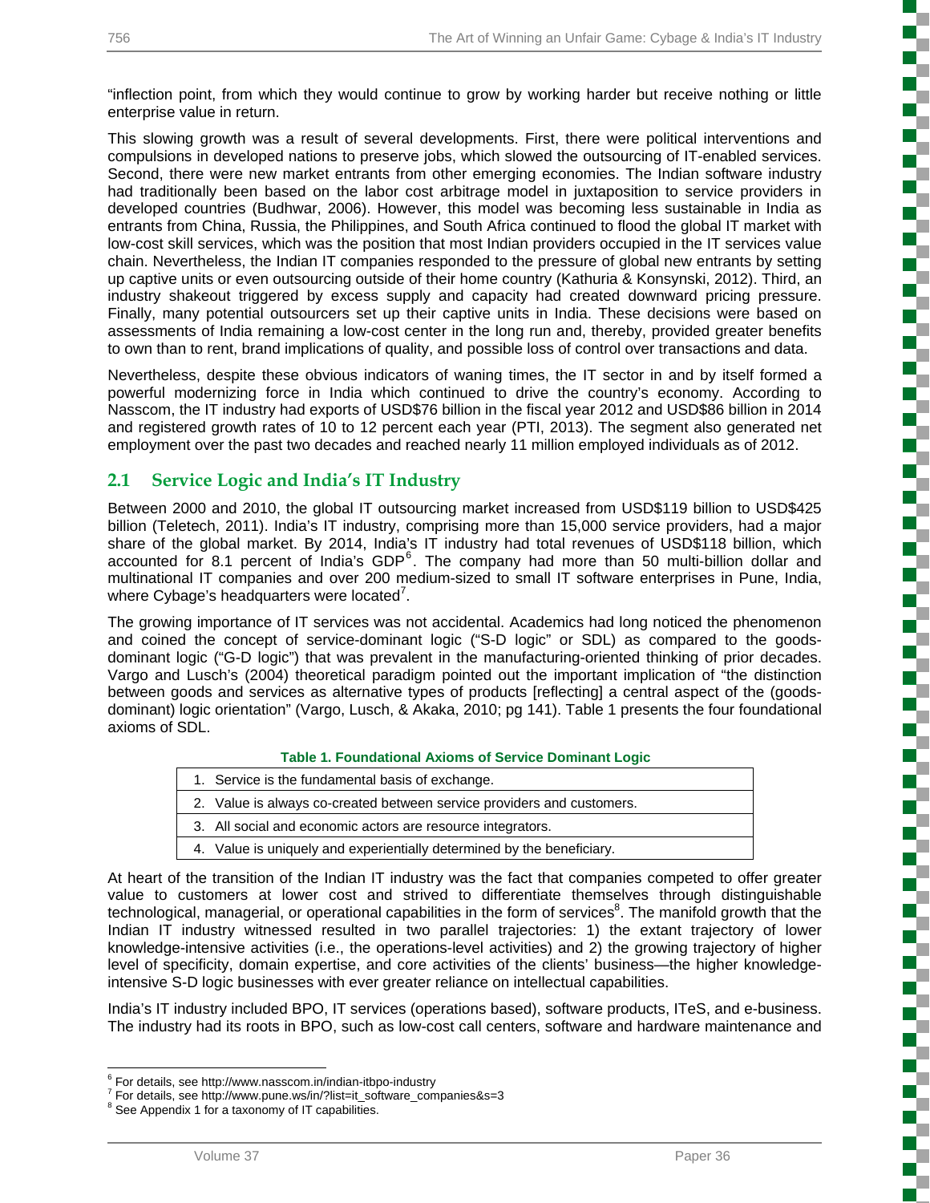"inflection point, from which they would continue to grow by working harder but receive nothing or little enterprise value in return.

This slowing growth was a result of several developments. First, there were political interventions and compulsions in developed nations to preserve jobs, which slowed the outsourcing of IT-enabled services. Second, there were new market entrants from other emerging economies. The Indian software industry had traditionally been based on the labor cost arbitrage model in juxtaposition to service providers in developed countries (Budhwar, 2006). However, this model was becoming less sustainable in India as entrants from China, Russia, the Philippines, and South Africa continued to flood the global IT market with low-cost skill services, which was the position that most Indian providers occupied in the IT services value chain. Nevertheless, the Indian IT companies responded to the pressure of global new entrants by setting up captive units or even outsourcing outside of their home country (Kathuria & Konsynski, 2012). Third, an industry shakeout triggered by excess supply and capacity had created downward pricing pressure. Finally, many potential outsourcers set up their captive units in India. These decisions were based on assessments of India remaining a low-cost center in the long run and, thereby, provided greater benefits to own than to rent, brand implications of quality, and possible loss of control over transactions and data.

Nevertheless, despite these obvious indicators of waning times, the IT sector in and by itself formed a powerful modernizing force in India which continued to drive the country's economy. According to Nasscom, the IT industry had exports of USD$76 billion in the fiscal year 2012 and USD$86 billion in 2014 and registered growth rates of 10 to 12 percent each year (PTI, 2013). The segment also generated net employment over the past two decades and reached nearly 11 million employed individuals as of 2012.

## 2.1 Service Logic and India's IT Industry

Between 2000 and 2010, the global IT outsourcing market increased from USD$119 billion to USD$425 billion (Teletech, 2011). India's IT industry, comprising more than 15,000 service providers, had a major share of the global market. By 2014, India's IT industry had total revenues of USD$118 billion, which accounted for 8.1 percent of India's GDP[6]. The company had more than 50 multi-billion dollar and multinational IT companies and over 200 medium-sized to small IT software enterprises in Pune, India, where Cybage's headquarters were located[7].

The growing importance of IT services was not accidental. Academics had long noticed the phenomenon and coined the concept of service-dominant logic ("S-D logic" or SDL) as compared to the goods-dominant logic ("G-D logic") that was prevalent in the manufacturing-oriented thinking of prior decades. Vargo and Lusch's (2004) theoretical paradigm pointed out the important implication of "the distinction between goods and services as alternative types of products [reflecting] a central aspect of the (goods-dominant) logic orientation" (Vargo, Lusch, & Akaka, 2010; pg 141). Table 1 presents the four foundational axioms of SDL.

**Table 1. Foundational Axioms of Service Dominant Logic**

| |
|---|
| 1. Service is the fundamental basis of exchange. |
| 2. Value is always co-created between service providers and customers. |
| 3. All social and economic actors are resource integrators. |
| 4. Value is uniquely and experientially determined by the beneficiary. |

At heart of the transition of the Indian IT industry was the fact that companies competed to offer greater value to customers at lower cost and strived to differentiate themselves through distinguishable technological, managerial, or operational capabilities in the form of services[8]. The manifold growth that the Indian IT industry witnessed resulted in two parallel trajectories: 1) the extant trajectory of lower knowledge-intensive activities (i.e., the operations-level activities) and 2) the growing trajectory of higher level of specificity, domain expertise, and core activities of the clients' business—the higher knowledge-intensive S-D logic businesses with ever greater reliance on intellectual capabilities.

India's IT industry included BPO, IT services (operations based), software products, ITeS, and e-business. The industry had its roots in BPO, such as low-cost call centers, software and hardware maintenance and

---

[6] For details, see http://www.nasscom.in/indian-itbpo-industry

[7] For details, see http://www.pune.ws/in/?list=it_software_companies&s=3

[8] See Appendix 1 for a taxonomy of IT capabilities.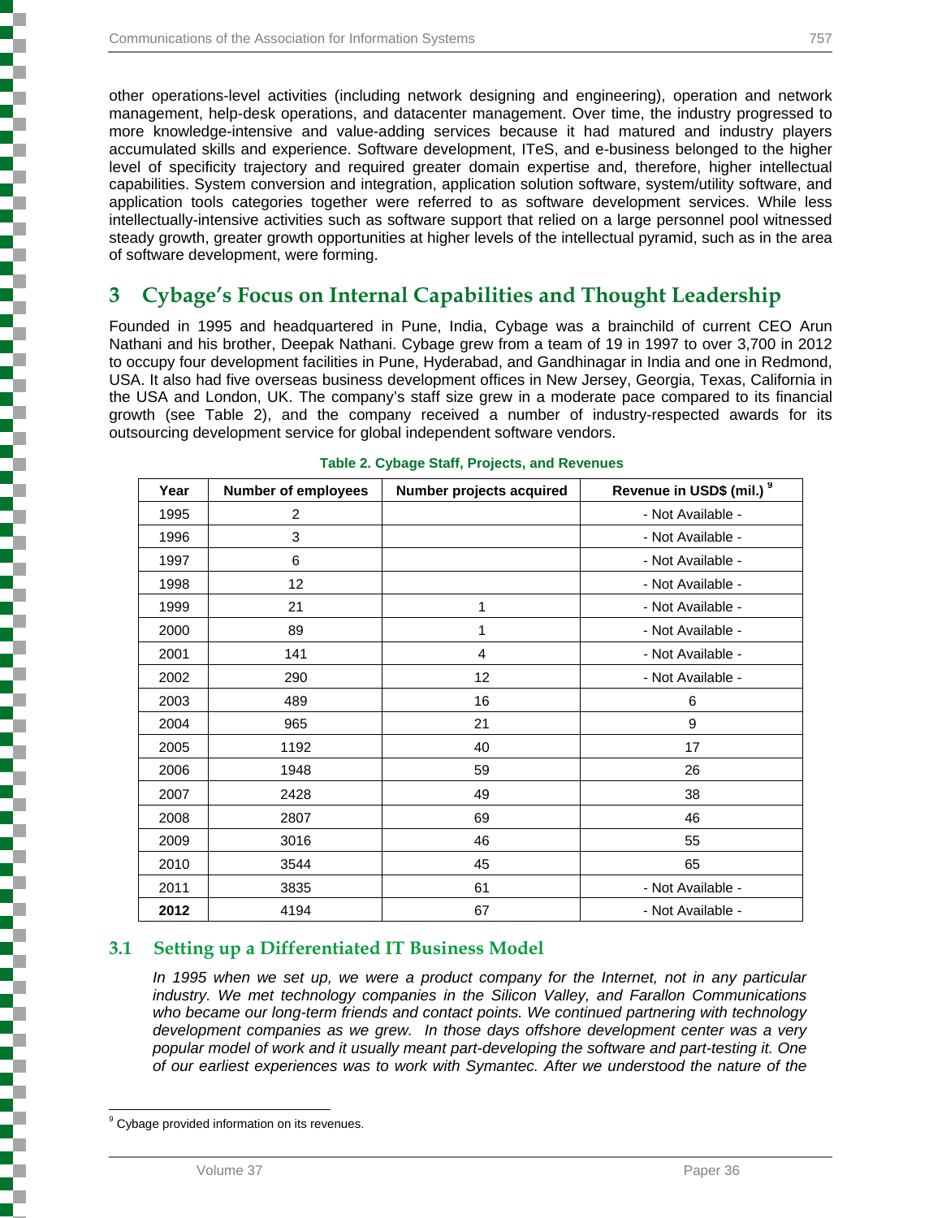other operations-level activities (including network designing and engineering), operation and network management, help-desk operations, and datacenter management. Over time, the industry progressed to more knowledge-intensive and value-adding services because it had matured and industry players accumulated skills and experience. Software development, ITeS, and e-business belonged to the higher level of specificity trajectory and required greater domain expertise and, therefore, higher intellectual capabilities. System conversion and integration, application solution software, system/utility software, and application tools categories together were referred to as software development services. While less intellectually-intensive activities such as software support that relied on a large personnel pool witnessed steady growth, greater growth opportunities at higher levels of the intellectual pyramid, such as in the area of software development, were forming.

# 3 Cybage's Focus on Internal Capabilities and Thought Leadership

Founded in 1995 and headquartered in Pune, India, Cybage was a brainchild of current CEO Arun Nathani and his brother, Deepak Nathani. Cybage grew from a team of 19 in 1997 to over 3,700 in 2012 to occupy four development facilities in Pune, Hyderabad, and Gandhinagar in India and one in Redmond, USA. It also had five overseas business development offices in New Jersey, Georgia, Texas, California in the USA and London, UK. The company's staff size grew in a moderate pace compared to its financial growth (see Table 2), and the company received a number of industry-respected awards for its outsourcing development service for global independent software vendors.

**Table 2. Cybage Staff, Projects, and Revenues**

| Year | Number of employees | Number projects acquired | Revenue in USD$ (mil.) [9] |
|---|---|---|---|
| 1995 | 2 | | - Not Available - |
| 1996 | 3 | | - Not Available - |
| 1997 | 6 | | - Not Available - |
| 1998 | 12 | | - Not Available - |
| 1999 | 21 | 1 | - Not Available - |
| 2000 | 89 | 1 | - Not Available - |
| 2001 | 141 | 4 | - Not Available - |
| 2002 | 290 | 12 | - Not Available - |
| 2003 | 489 | 16 | 6 |
| 2004 | 965 | 21 | 9 |
| 2005 | 1192 | 40 | 17 |
| 2006 | 1948 | 59 | 26 |
| 2007 | 2428 | 49 | 38 |
| 2008 | 2807 | 69 | 46 |
| 2009 | 3016 | 46 | 55 |
| 2010 | 3544 | 45 | 65 |
| 2011 | 3835 | 61 | - Not Available - |
| **2012** | 4194 | 67 | - Not Available - |

## 3.1 Setting up a Differentiated IT Business Model

*In 1995 when we set up, we were a product company for the Internet, not in any particular industry. We met technology companies in the Silicon Valley, and Farallon Communications who became our long-term friends and contact points. We continued partnering with technology development companies as we grew. In those days offshore development center was a very popular model of work and it usually meant part-developing the software and part-testing it. One of our earliest experiences was to work with Symantec. After we understood the nature of the*

[9] Cybage provided information on its revenues.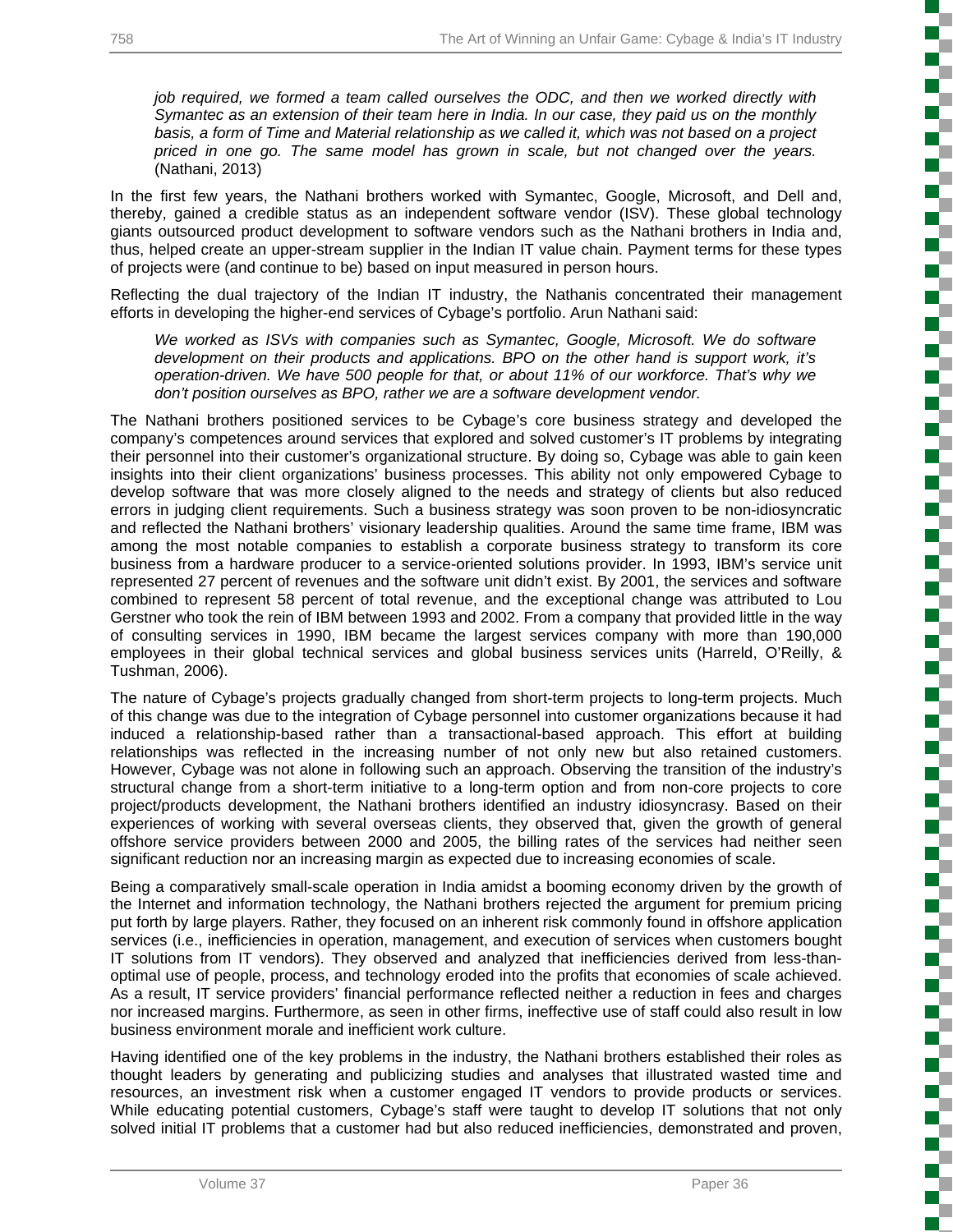*job required, we formed a team called ourselves the ODC, and then we worked directly with Symantec as an extension of their team here in India. In our case, they paid us on the monthly basis, a form of Time and Material relationship as we called it, which was not based on a project priced in one go. The same model has grown in scale, but not changed over the years.* (Nathani, 2013)

In the first few years, the Nathani brothers worked with Symantec, Google, Microsoft, and Dell and, thereby, gained a credible status as an independent software vendor (ISV). These global technology giants outsourced product development to software vendors such as the Nathani brothers in India and, thus, helped create an upper-stream supplier in the Indian IT value chain. Payment terms for these types of projects were (and continue to be) based on input measured in person hours.

Reflecting the dual trajectory of the Indian IT industry, the Nathanis concentrated their management efforts in developing the higher-end services of Cybage's portfolio. Arun Nathani said:

*We worked as ISVs with companies such as Symantec, Google, Microsoft. We do software development on their products and applications. BPO on the other hand is support work, it's operation-driven. We have 500 people for that, or about 11% of our workforce. That's why we don't position ourselves as BPO, rather we are a software development vendor.*

The Nathani brothers positioned services to be Cybage's core business strategy and developed the company's competences around services that explored and solved customer's IT problems by integrating their personnel into their customer's organizational structure. By doing so, Cybage was able to gain keen insights into their client organizations' business processes. This ability not only empowered Cybage to develop software that was more closely aligned to the needs and strategy of clients but also reduced errors in judging client requirements. Such a business strategy was soon proven to be non-idiosyncratic and reflected the Nathani brothers' visionary leadership qualities. Around the same time frame, IBM was among the most notable companies to establish a corporate business strategy to transform its core business from a hardware producer to a service-oriented solutions provider. In 1993, IBM's service unit represented 27 percent of revenues and the software unit didn't exist. By 2001, the services and software combined to represent 58 percent of total revenue, and the exceptional change was attributed to Lou Gerstner who took the rein of IBM between 1993 and 2002. From a company that provided little in the way of consulting services in 1990, IBM became the largest services company with more than 190,000 employees in their global technical services and global business services units (Harreld, O'Reilly, & Tushman, 2006).

The nature of Cybage's projects gradually changed from short-term projects to long-term projects. Much of this change was due to the integration of Cybage personnel into customer organizations because it had induced a relationship-based rather than a transactional-based approach. This effort at building relationships was reflected in the increasing number of not only new but also retained customers. However, Cybage was not alone in following such an approach. Observing the transition of the industry's structural change from a short-term initiative to a long-term option and from non-core projects to core project/products development, the Nathani brothers identified an industry idiosyncrasy. Based on their experiences of working with several overseas clients, they observed that, given the growth of general offshore service providers between 2000 and 2005, the billing rates of the services had neither seen significant reduction nor an increasing margin as expected due to increasing economies of scale.

Being a comparatively small-scale operation in India amidst a booming economy driven by the growth of the Internet and information technology, the Nathani brothers rejected the argument for premium pricing put forth by large players. Rather, they focused on an inherent risk commonly found in offshore application services (i.e., inefficiencies in operation, management, and execution of services when customers bought IT solutions from IT vendors). They observed and analyzed that inefficiencies derived from less-than-optimal use of people, process, and technology eroded into the profits that economies of scale achieved. As a result, IT service providers' financial performance reflected neither a reduction in fees and charges nor increased margins. Furthermore, as seen in other firms, ineffective use of staff could also result in low business environment morale and inefficient work culture.

Having identified one of the key problems in the industry, the Nathani brothers established their roles as thought leaders by generating and publicizing studies and analyses that illustrated wasted time and resources, an investment risk when a customer engaged IT vendors to provide products or services. While educating potential customers, Cybage's staff were taught to develop IT solutions that not only solved initial IT problems that a customer had but also reduced inefficiencies, demonstrated and proven,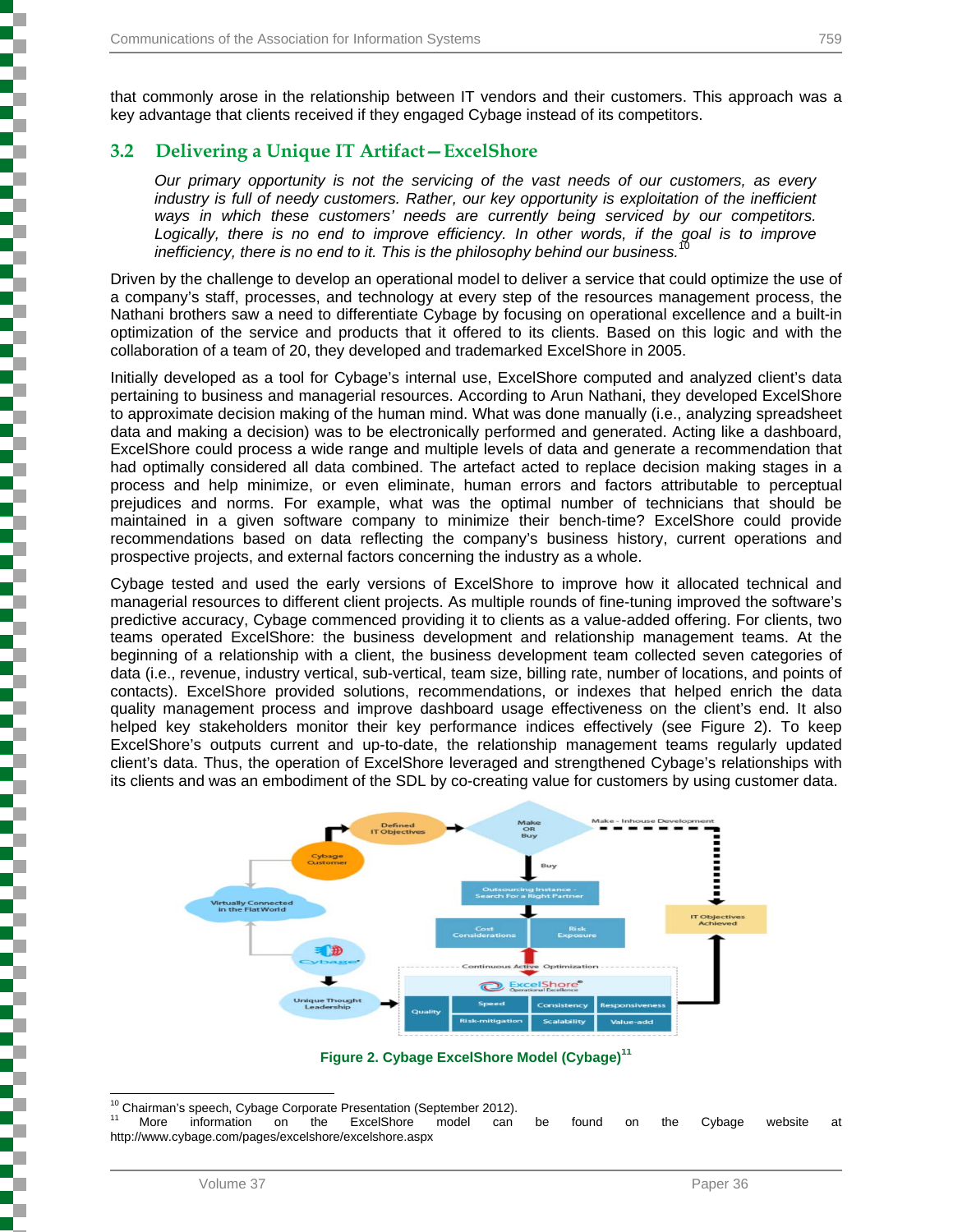that commonly arose in the relationship between IT vendors and their customers. This approach was a key advantage that clients received if they engaged Cybage instead of its competitors.

## 3.2 Delivering a Unique IT Artifact—ExcelShore

> *Our primary opportunity is not the servicing of the vast needs of our customers, as every industry is full of needy customers. Rather, our key opportunity is exploitation of the inefficient ways in which these customers' needs are currently being serviced by our competitors. Logically, there is no end to improve efficiency. In other words, if the goal is to improve inefficiency, there is no end to it. This is the philosophy behind our business.*[10]

Driven by the challenge to develop an operational model to deliver a service that could optimize the use of a company's staff, processes, and technology at every step of the resources management process, the Nathani brothers saw a need to differentiate Cybage by focusing on operational excellence and a built-in optimization of the service and products that it offered to its clients. Based on this logic and with the collaboration of a team of 20, they developed and trademarked ExcelShore in 2005.

Initially developed as a tool for Cybage's internal use, ExcelShore computed and analyzed client's data pertaining to business and managerial resources. According to Arun Nathani, they developed ExcelShore to approximate decision making of the human mind. What was done manually (i.e., analyzing spreadsheet data and making a decision) was to be electronically performed and generated. Acting like a dashboard, ExcelShore could process a wide range and multiple levels of data and generate a recommendation that had optimally considered all data combined. The artefact acted to replace decision making stages in a process and help minimize, or even eliminate, human errors and factors attributable to perceptual prejudices and norms. For example, what was the optimal number of technicians that should be maintained in a given software company to minimize their bench-time? ExcelShore could provide recommendations based on data reflecting the company's business history, current operations and prospective projects, and external factors concerning the industry as a whole.

Cybage tested and used the early versions of ExcelShore to improve how it allocated technical and managerial resources to different client projects. As multiple rounds of fine-tuning improved the software's predictive accuracy, Cybage commenced providing it to clients as a value-added offering. For clients, two teams operated ExcelShore: the business development and relationship management teams. At the beginning of a relationship with a client, the business development team collected seven categories of data (i.e., revenue, industry vertical, sub-vertical, team size, billing rate, number of locations, and points of contacts). ExcelShore provided solutions, recommendations, or indexes that helped enrich the data quality management process and improve dashboard usage effectiveness on the client's end. It also helped key stakeholders monitor their key performance indices effectively (see Figure 2). To keep ExcelShore's outputs current and up-to-date, the relationship management teams regularly updated client's data. Thus, the operation of ExcelShore leveraged and strengthened Cybage's relationships with its clients and was an embodiment of the SDL by co-creating value for customers by using customer data.

Defined IT Objectives
Make OR Buy
Make - Inhouse Development
Cybage Customer
Buy
Virtually Connected in the Flat World
Outsourcing Instance - Search For a Right Partner
Cost Considerations
Risk Exposure
IT Objectives Achieved
Cybage
Continuous Active Optimization
ExcelShore Operational Excellence
Unique Thought Leadership
Quality
Speed
Consistency
Responsiveness
Risk-mitigation
Scalability
Value-add

**Figure 2. Cybage ExcelShore Model (Cybage)**[11]

---

[10] Chairman's speech, Cybage Corporate Presentation (September 2012).

[11] More information on the ExcelShore model can be found on the Cybage website at http://www.cybage.com/pages/excelshore/excelshore.aspx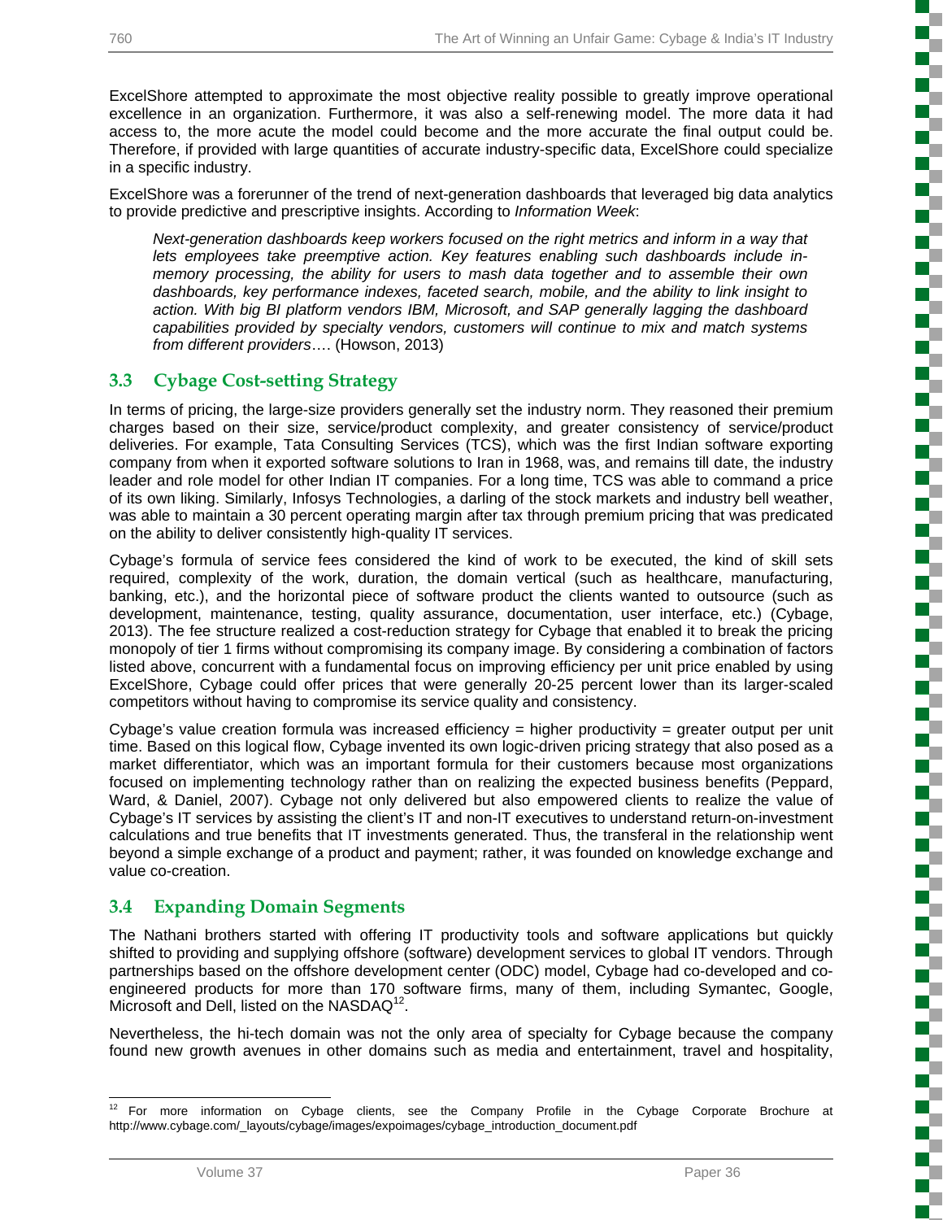ExcelShore attempted to approximate the most objective reality possible to greatly improve operational excellence in an organization. Furthermore, it was also a self-renewing model. The more data it had access to, the more acute the model could become and the more accurate the final output could be. Therefore, if provided with large quantities of accurate industry-specific data, ExcelShore could specialize in a specific industry.

ExcelShore was a forerunner of the trend of next-generation dashboards that leveraged big data analytics to provide predictive and prescriptive insights. According to *Information Week*:

> *Next-generation dashboards keep workers focused on the right metrics and inform in a way that lets employees take preemptive action. Key features enabling such dashboards include in-memory processing, the ability for users to mash data together and to assemble their own dashboards, key performance indexes, faceted search, mobile, and the ability to link insight to action. With big BI platform vendors IBM, Microsoft, and SAP generally lagging the dashboard capabilities provided by specialty vendors, customers will continue to mix and match systems from different providers*…. (Howson, 2013)

## 3.3 Cybage Cost-setting Strategy

In terms of pricing, the large-size providers generally set the industry norm. They reasoned their premium charges based on their size, service/product complexity, and greater consistency of service/product deliveries. For example, Tata Consulting Services (TCS), which was the first Indian software exporting company from when it exported software solutions to Iran in 1968, was, and remains till date, the industry leader and role model for other Indian IT companies. For a long time, TCS was able to command a price of its own liking. Similarly, Infosys Technologies, a darling of the stock markets and industry bell weather, was able to maintain a 30 percent operating margin after tax through premium pricing that was predicated on the ability to deliver consistently high-quality IT services.

Cybage's formula of service fees considered the kind of work to be executed, the kind of skill sets required, complexity of the work, duration, the domain vertical (such as healthcare, manufacturing, banking, etc.), and the horizontal piece of software product the clients wanted to outsource (such as development, maintenance, testing, quality assurance, documentation, user interface, etc.) (Cybage, 2013). The fee structure realized a cost-reduction strategy for Cybage that enabled it to break the pricing monopoly of tier 1 firms without compromising its company image. By considering a combination of factors listed above, concurrent with a fundamental focus on improving efficiency per unit price enabled by using ExcelShore, Cybage could offer prices that were generally 20-25 percent lower than its larger-scaled competitors without having to compromise its service quality and consistency.

Cybage's value creation formula was increased efficiency = higher productivity = greater output per unit time. Based on this logical flow, Cybage invented its own logic-driven pricing strategy that also posed as a market differentiator, which was an important formula for their customers because most organizations focused on implementing technology rather than on realizing the expected business benefits (Peppard, Ward, & Daniel, 2007). Cybage not only delivered but also empowered clients to realize the value of Cybage's IT services by assisting the client's IT and non-IT executives to understand return-on-investment calculations and true benefits that IT investments generated. Thus, the transferal in the relationship went beyond a simple exchange of a product and payment; rather, it was founded on knowledge exchange and value co-creation.

## 3.4 Expanding Domain Segments

The Nathani brothers started with offering IT productivity tools and software applications but quickly shifted to providing and supplying offshore (software) development services to global IT vendors. Through partnerships based on the offshore development center (ODC) model, Cybage had co-developed and co-engineered products for more than 170 software firms, many of them, including Symantec, Google, Microsoft and Dell, listed on the NASDAQ[12].

Nevertheless, the hi-tech domain was not the only area of specialty for Cybage because the company found new growth avenues in other domains such as media and entertainment, travel and hospitality,

---

[12] For more information on Cybage clients, see the Company Profile in the Cybage Corporate Brochure at http://www.cybage.com/_layouts/cybage/images/expoimages/cybage_introduction_document.pdf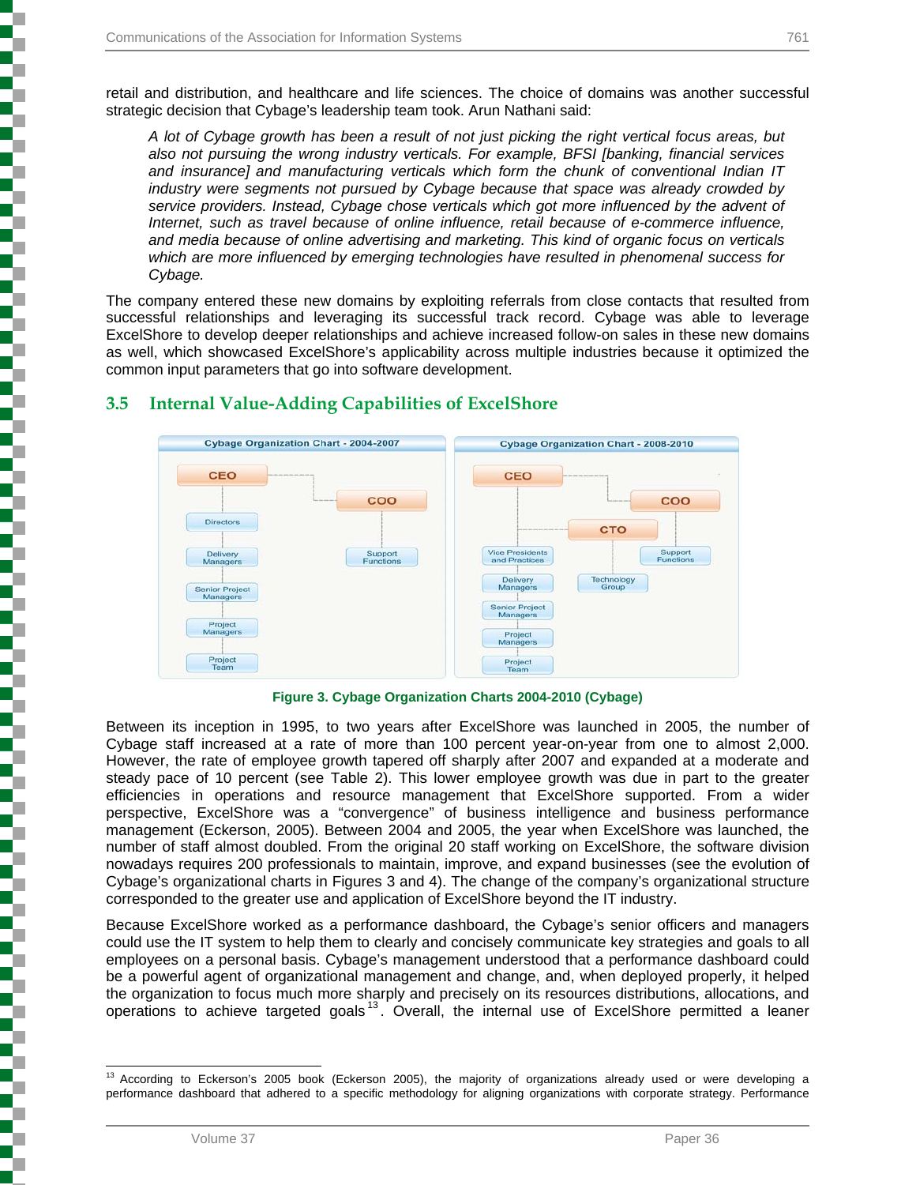retail and distribution, and healthcare and life sciences. The choice of domains was another successful strategic decision that Cybage's leadership team took. Arun Nathani said:

> *A lot of Cybage growth has been a result of not just picking the right vertical focus areas, but also not pursuing the wrong industry verticals. For example, BFSI [banking, financial services and insurance] and manufacturing verticals which form the chunk of conventional Indian IT industry were segments not pursued by Cybage because that space was already crowded by service providers. Instead, Cybage chose verticals which got more influenced by the advent of Internet, such as travel because of online influence, retail because of e-commerce influence, and media because of online advertising and marketing. This kind of organic focus on verticals which are more influenced by emerging technologies have resulted in phenomenal success for Cybage.*

The company entered these new domains by exploiting referrals from close contacts that resulted from successful relationships and leveraging its successful track record. Cybage was able to leverage ExcelShore to develop deeper relationships and achieve increased follow-on sales in these new domains as well, which showcased ExcelShore's applicability across multiple industries because it optimized the common input parameters that go into software development.

## 3.5 Internal Value-Adding Capabilities of ExcelShore

**Figure 3. Cybage Organization Charts 2004-2010 (Cybage)**

Between its inception in 1995, to two years after ExcelShore was launched in 2005, the number of Cybage staff increased at a rate of more than 100 percent year-on-year from one to almost 2,000. However, the rate of employee growth tapered off sharply after 2007 and expanded at a moderate and steady pace of 10 percent (see Table 2). This lower employee growth was due in part to the greater efficiencies in operations and resource management that ExcelShore supported. From a wider perspective, ExcelShore was a "convergence" of business intelligence and business performance management (Eckerson, 2005). Between 2004 and 2005, the year when ExcelShore was launched, the number of staff almost doubled. From the original 20 staff working on ExcelShore, the software division nowadays requires 200 professionals to maintain, improve, and expand businesses (see the evolution of Cybage's organizational charts in Figures 3 and 4). The change of the company's organizational structure corresponded to the greater use and application of ExcelShore beyond the IT industry.

Because ExcelShore worked as a performance dashboard, the Cybage's senior officers and managers could use the IT system to help them to clearly and concisely communicate key strategies and goals to all employees on a personal basis. Cybage's management understood that a performance dashboard could be a powerful agent of organizational management and change, and, when deployed properly, it helped the organization to focus much more sharply and precisely on its resources distributions, allocations, and operations to achieve targeted goals[13]. Overall, the internal use of ExcelShore permitted a leaner

---

[13] According to Eckerson's 2005 book (Eckerson 2005), the majority of organizations already used or were developing a performance dashboard that adhered to a specific methodology for aligning organizations with corporate strategy. Performance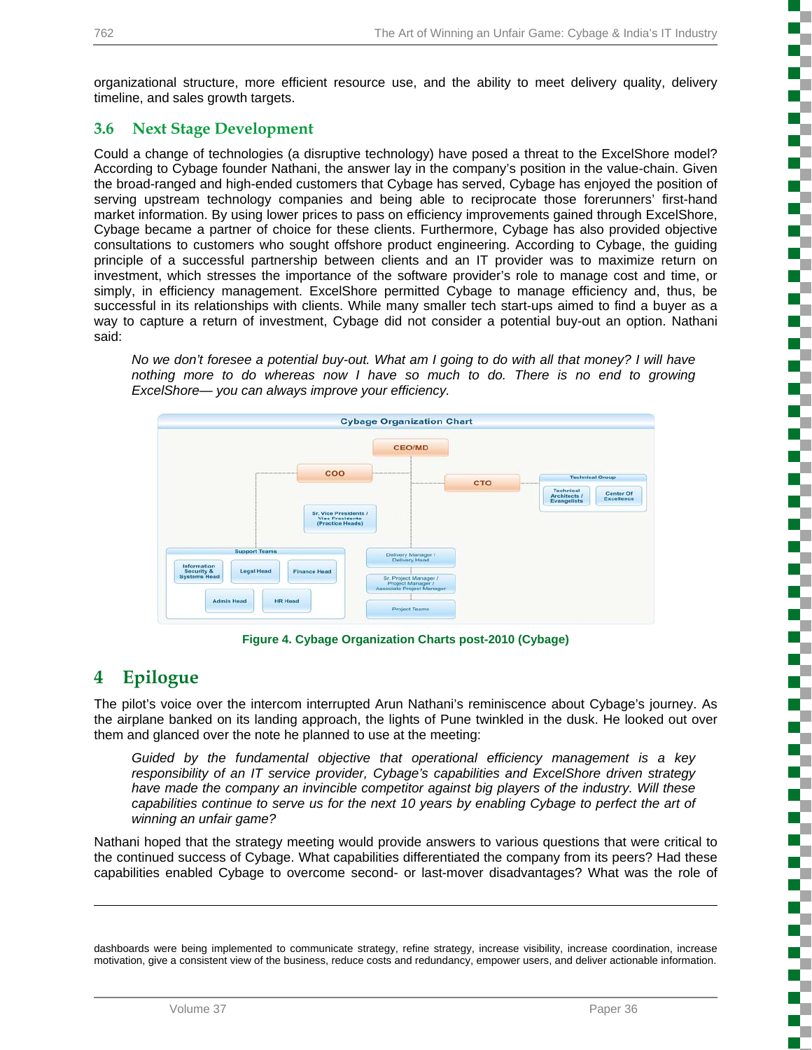organizational structure, more efficient resource use, and the ability to meet delivery quality, delivery timeline, and sales growth targets.

### 3.6 Next Stage Development

Could a change of technologies (a disruptive technology) have posed a threat to the ExcelShore model? According to Cybage founder Nathani, the answer lay in the company's position in the value-chain. Given the broad-ranged and high-ended customers that Cybage has served, Cybage has enjoyed the position of serving upstream technology companies and being able to reciprocate those forerunners' first-hand market information. By using lower prices to pass on efficiency improvements gained through ExcelShore, Cybage became a partner of choice for these clients. Furthermore, Cybage has also provided objective consultations to customers who sought offshore product engineering. According to Cybage, the guiding principle of a successful partnership between clients and an IT provider was to maximize return on investment, which stresses the importance of the software provider's role to manage cost and time, or simply, in efficiency management. ExcelShore permitted Cybage to manage efficiency and, thus, be successful in its relationships with clients. While many smaller tech start-ups aimed to find a buyer as a way to capture a return of investment, Cybage did not consider a potential buy-out an option. Nathani said:

> *No we don't foresee a potential buy-out. What am I going to do with all that money? I will have nothing more to do whereas now I have so much to do. There is no end to growing ExcelShore— you can always improve your efficiency.*

Cybage Organization Chart

CEO/MD; COO; CTO; Technical Group: Technical Architects / Evangelists, Center Of Excellence; Sr. Vice Presidents / Vice Presidents (Practice Heads); Support Teams: Information Security & Systems Head, Legal Head, Finance Head, Admin Head, HR Head; Delivery Manager / Delivery Head; Sr. Project Manager / Project Manager / Associate Project Manager; Project Teams

**Figure 4. Cybage Organization Charts post-2010 (Cybage)**

## 4 Epilogue

The pilot's voice over the intercom interrupted Arun Nathani's reminiscence about Cybage's journey. As the airplane banked on its landing approach, the lights of Pune twinkled in the dusk. He looked out over them and glanced over the note he planned to use at the meeting:

> *Guided by the fundamental objective that operational efficiency management is a key responsibility of an IT service provider, Cybage's capabilities and ExcelShore driven strategy have made the company an invincible competitor against big players of the industry. Will these capabilities continue to serve us for the next 10 years by enabling Cybage to perfect the art of winning an unfair game?*

Nathani hoped that the strategy meeting would provide answers to various questions that were critical to the continued success of Cybage. What capabilities differentiated the company from its peers? Had these capabilities enabled Cybage to overcome second- or last-mover disadvantages? What was the role of

---

dashboards were being implemented to communicate strategy, refine strategy, increase visibility, increase coordination, increase motivation, give a consistent view of the business, reduce costs and redundancy, empower users, and deliver actionable information.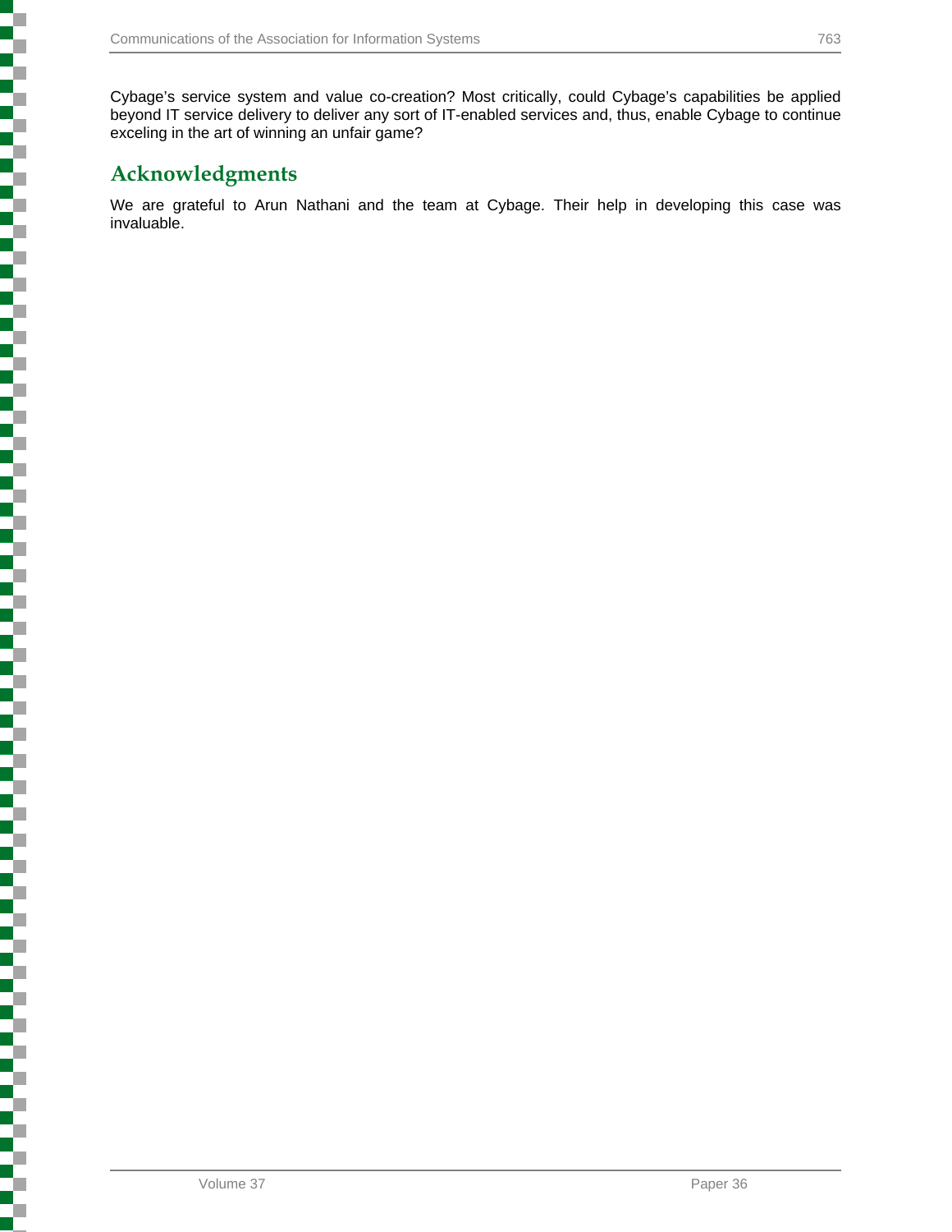Cybage's service system and value co-creation? Most critically, could Cybage's capabilities be applied beyond IT service delivery to deliver any sort of IT-enabled services and, thus, enable Cybage to continue exceling in the art of winning an unfair game?

## Acknowledgments

We are grateful to Arun Nathani and the team at Cybage. Their help in developing this case was invaluable.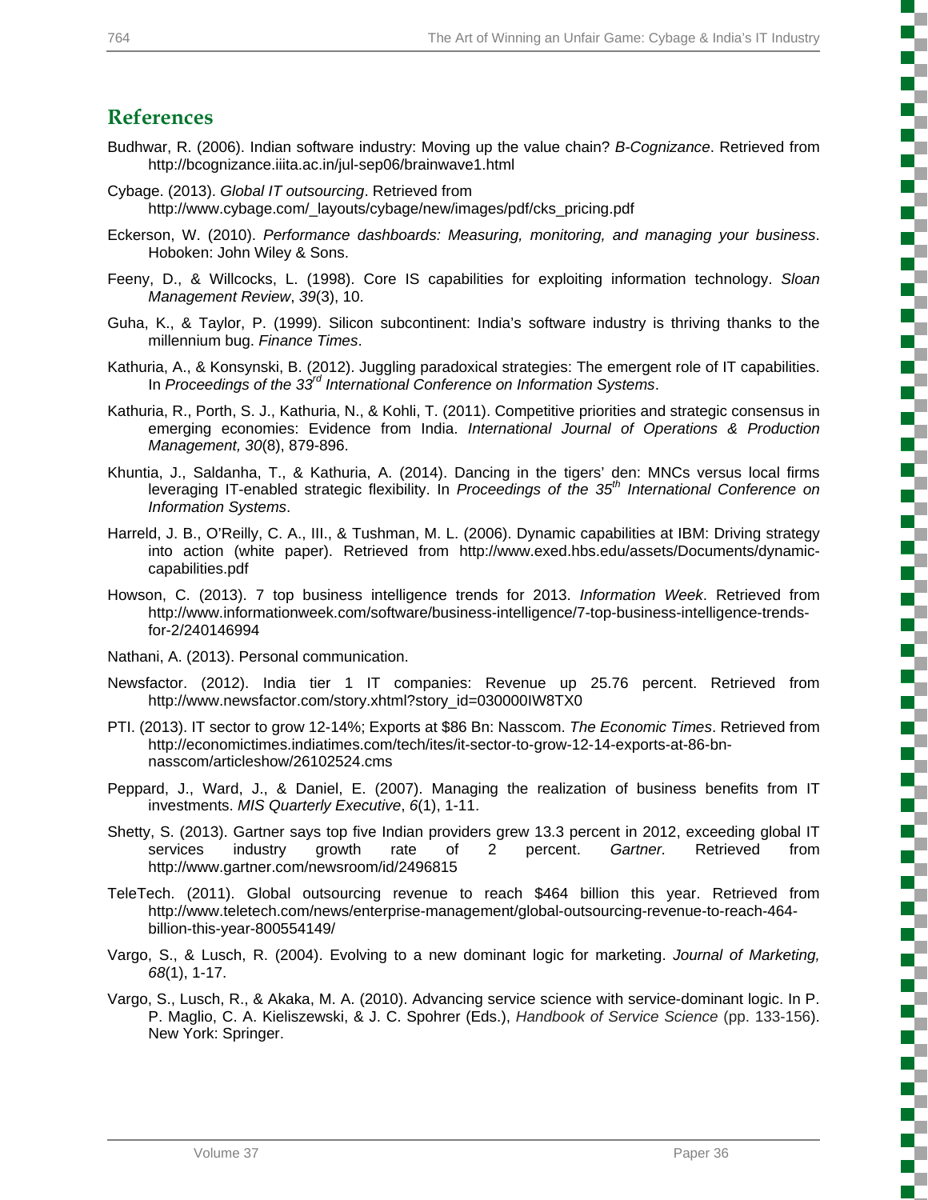## References

Budhwar, R. (2006). Indian software industry: Moving up the value chain? *B-Cognizance*. Retrieved from http://bcognizance.iiita.ac.in/jul-sep06/brainwave1.html

Cybage. (2013). *Global IT outsourcing*. Retrieved from http://www.cybage.com/_layouts/cybage/new/images/pdf/cks_pricing.pdf

Eckerson, W. (2010). *Performance dashboards: Measuring, monitoring, and managing your business*. Hoboken: John Wiley & Sons.

Feeny, D., & Willcocks, L. (1998). Core IS capabilities for exploiting information technology. *Sloan Management Review*, *39*(3), 10.

Guha, K., & Taylor, P. (1999). Silicon subcontinent: India's software industry is thriving thanks to the millennium bug. *Finance Times*.

Kathuria, A., & Konsynski, B. (2012). Juggling paradoxical strategies: The emergent role of IT capabilities. In *Proceedings of the 33rd International Conference on Information Systems*.

Kathuria, R., Porth, S. J., Kathuria, N., & Kohli, T. (2011). Competitive priorities and strategic consensus in emerging economies: Evidence from India. *International Journal of Operations & Production Management, 30*(8), 879-896.

Khuntia, J., Saldanha, T., & Kathuria, A. (2014). Dancing in the tigers' den: MNCs versus local firms leveraging IT-enabled strategic flexibility. In *Proceedings of the 35th International Conference on Information Systems*.

Harreld, J. B., O'Reilly, C. A., III., & Tushman, M. L. (2006). Dynamic capabilities at IBM: Driving strategy into action (white paper). Retrieved from http://www.exed.hbs.edu/assets/Documents/dynamic-capabilities.pdf

Howson, C. (2013). 7 top business intelligence trends for 2013. *Information Week*. Retrieved from http://www.informationweek.com/software/business-intelligence/7-top-business-intelligence-trends-for-2/240146994

Nathani, A. (2013). Personal communication.

Newsfactor. (2012). India tier 1 IT companies: Revenue up 25.76 percent. Retrieved from http://www.newsfactor.com/story.xhtml?story_id=030000IW8TX0

PTI. (2013). IT sector to grow 12-14%; Exports at $86 Bn: Nasscom. *The Economic Times*. Retrieved from http://economictimes.indiatimes.com/tech/ites/it-sector-to-grow-12-14-exports-at-86-bn-nasscom/articleshow/26102524.cms

Peppard, J., Ward, J., & Daniel, E. (2007). Managing the realization of business benefits from IT investments. *MIS Quarterly Executive*, *6*(1), 1-11.

Shetty, S. (2013). Gartner says top five Indian providers grew 13.3 percent in 2012, exceeding global IT services industry growth rate of 2 percent. *Gartner.* Retrieved from http://www.gartner.com/newsroom/id/2496815

TeleTech. (2011). Global outsourcing revenue to reach $464 billion this year. Retrieved from http://www.teletech.com/news/enterprise-management/global-outsourcing-revenue-to-reach-464-billion-this-year-800554149/

Vargo, S., & Lusch, R. (2004). Evolving to a new dominant logic for marketing. *Journal of Marketing, 68*(1), 1-17.

Vargo, S., Lusch, R., & Akaka, M. A. (2010). Advancing service science with service-dominant logic. In P. P. Maglio, C. A. Kieliszewski, & J. C. Spohrer (Eds.), *Handbook of Service Science* (pp. 133-156). New York: Springer.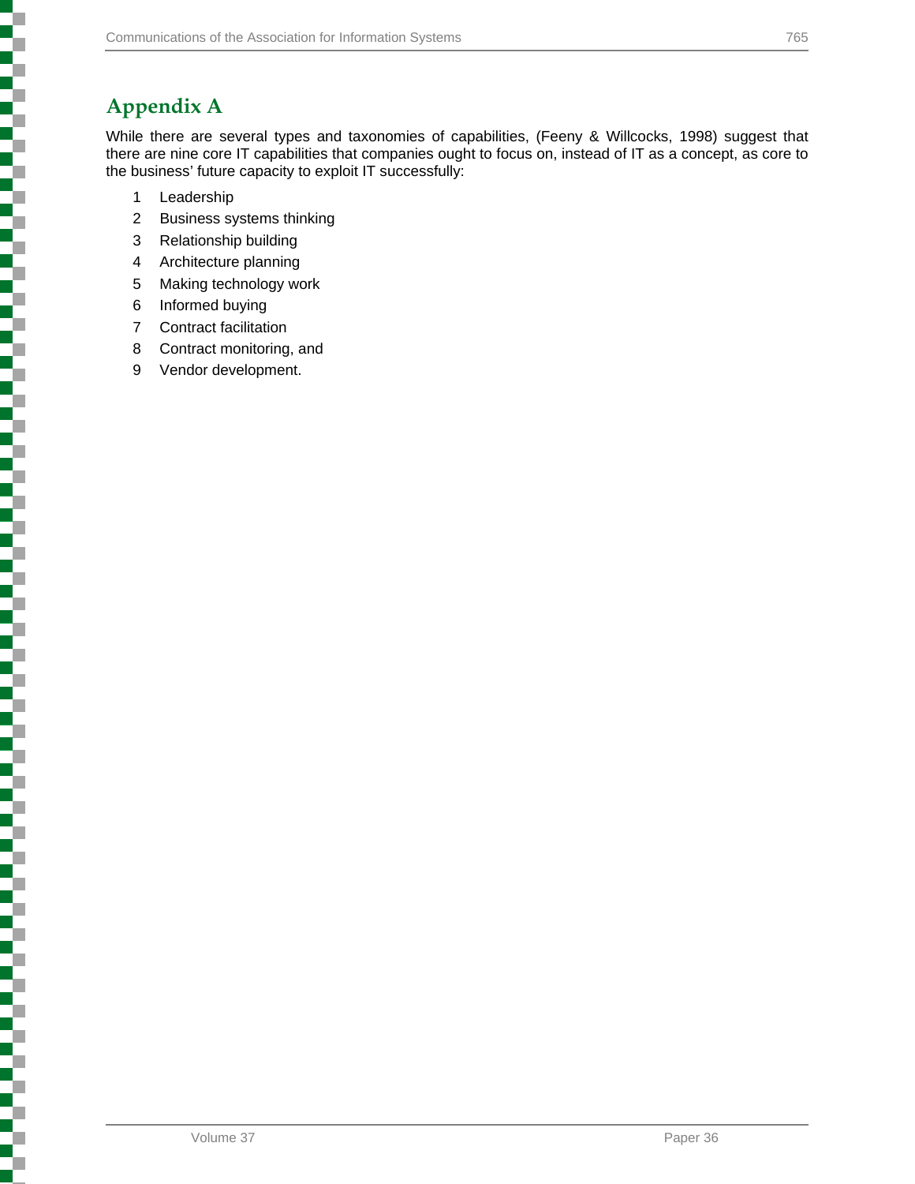# Appendix A

While there are several types and taxonomies of capabilities, (Feeny & Willcocks, 1998) suggest that there are nine core IT capabilities that companies ought to focus on, instead of IT as a concept, as core to the business' future capacity to exploit IT successfully:

1. Leadership
2. Business systems thinking
3. Relationship building
4. Architecture planning
5. Making technology work
6. Informed buying
7. Contract facilitation
8. Contract monitoring, and
9. Vendor development.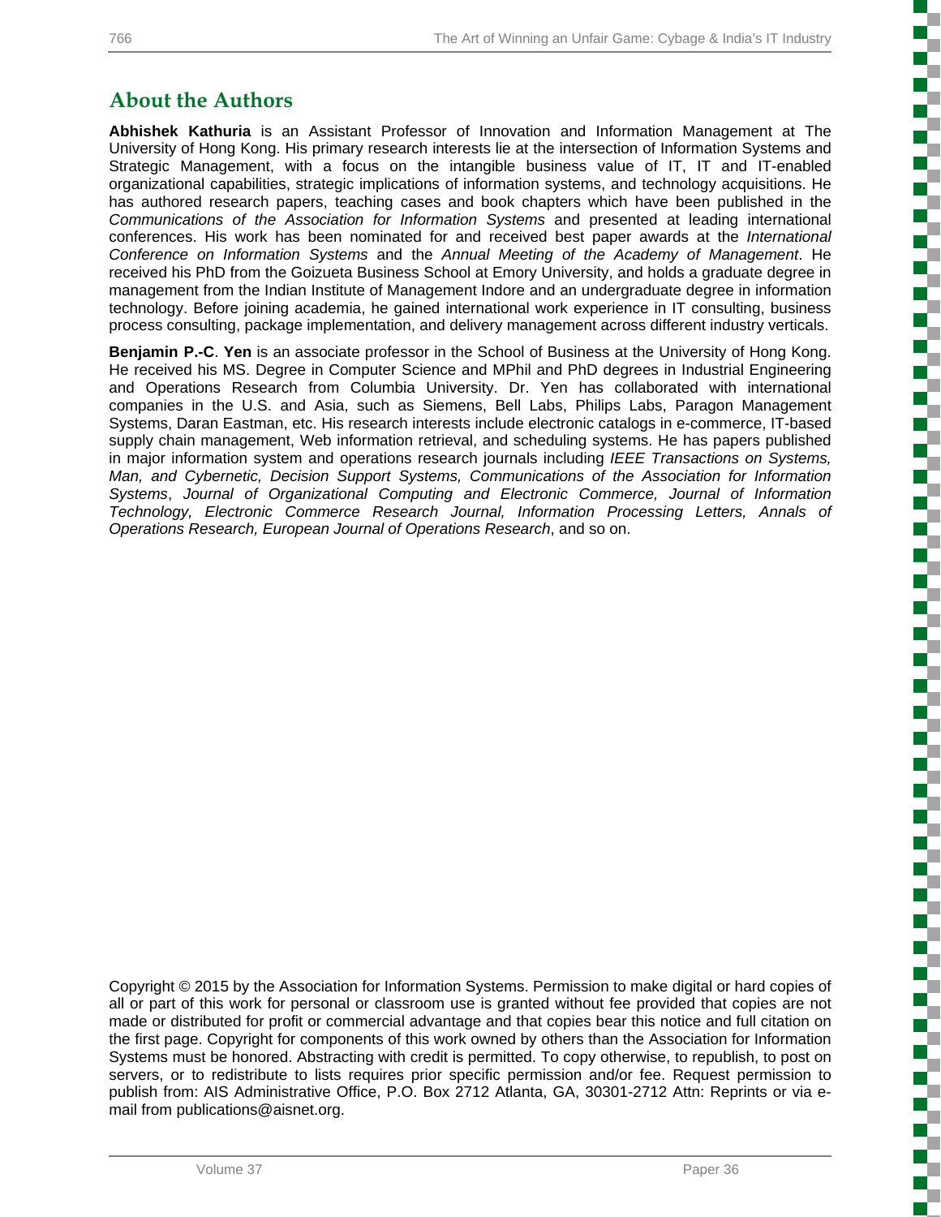## About the Authors

**Abhishek Kathuria** is an Assistant Professor of Innovation and Information Management at The University of Hong Kong. His primary research interests lie at the intersection of Information Systems and Strategic Management, with a focus on the intangible business value of IT, IT and IT-enabled organizational capabilities, strategic implications of information systems, and technology acquisitions. He has authored research papers, teaching cases and book chapters which have been published in the *Communications of the Association for Information Systems* and presented at leading international conferences. His work has been nominated for and received best paper awards at the *International Conference on Information Systems* and the *Annual Meeting of the Academy of Management*. He received his PhD from the Goizueta Business School at Emory University, and holds a graduate degree in management from the Indian Institute of Management Indore and an undergraduate degree in information technology. Before joining academia, he gained international work experience in IT consulting, business process consulting, package implementation, and delivery management across different industry verticals.

**Benjamin P.-C**. **Yen** is an associate professor in the School of Business at the University of Hong Kong. He received his MS. Degree in Computer Science and MPhil and PhD degrees in Industrial Engineering and Operations Research from Columbia University. Dr. Yen has collaborated with international companies in the U.S. and Asia, such as Siemens, Bell Labs, Philips Labs, Paragon Management Systems, Daran Eastman, etc. His research interests include electronic catalogs in e-commerce, IT-based supply chain management, Web information retrieval, and scheduling systems. He has papers published in major information system and operations research journals including *IEEE Transactions on Systems, Man, and Cybernetic, Decision Support Systems, Communications of the Association for Information Systems*, *Journal of Organizational Computing and Electronic Commerce, Journal of Information Technology, Electronic Commerce Research Journal, Information Processing Letters, Annals of Operations Research, European Journal of Operations Research*, and so on.

Copyright © 2015 by the Association for Information Systems. Permission to make digital or hard copies of all or part of this work for personal or classroom use is granted without fee provided that copies are not made or distributed for profit or commercial advantage and that copies bear this notice and full citation on the first page. Copyright for components of this work owned by others than the Association for Information Systems must be honored. Abstracting with credit is permitted. To copy otherwise, to republish, to post on servers, or to redistribute to lists requires prior specific permission and/or fee. Request permission to publish from: AIS Administrative Office, P.O. Box 2712 Atlanta, GA, 30301-2712 Attn: Reprints or via e-mail from publications@aisnet.org.